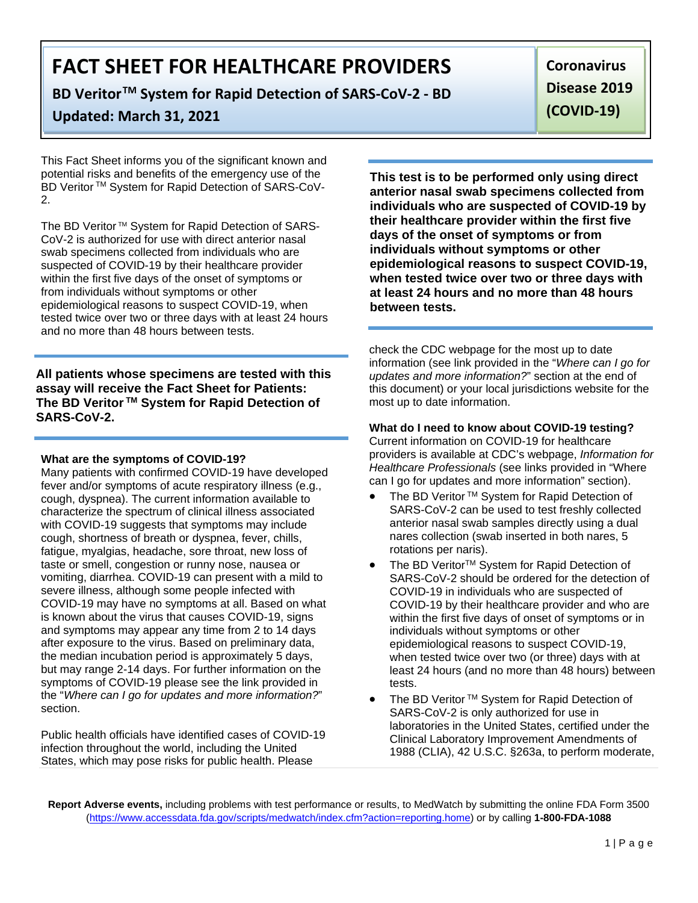# FACT SHEET FOR HEALTHCARE PROVIDERS

**BD Veritor™ System for Rapid Detection of SARS-CoV-2 - BD**

**Updated: March 31, 2021**

**Coronavirus Disease 2019 (COVID-19)**

This Fact Sheet informs you of the significant known and potential risks and benefits of the emergency use of the BD Veritor ™ System for Rapid Detection of SARS-CoV-2.

The BD Veritor ™ System for Rapid Detection of SARS-CoV-2 is authorized for use with direct anterior nasal swab specimens collected from individuals who are suspected of COVID-19 by their healthcare provider within the first five days of the onset of symptoms or from individuals without symptoms or other epidemiological reasons to suspect COVID-19, when tested twice over two or three days with at least 24 hours and no more than 48 hours between tests.

**All patients whose specimens are tested with this assay will receive the Fact Sheet for Patients: The BD Veritor ™ System for Rapid Detection of SARS-CoV-2.**

### What are the symptoms of COVID-19?

Many patients with confirmed COVID-19 have developed fever and/or symptoms of acute respiratory illness (e.g., cough, dyspnea). The current information available to characterize the spectrum of clinical illness associated with COVID-19 suggests that symptoms may include cough, shortness of breath or dyspnea, fever, chills, fatigue, myalgias, headache, sore throat, new loss of taste or smell, congestion or runny nose, nausea or vomiting, diarrhea. COVID-19 can present with a mild to severe illness, although some people infected with COVID-19 may have no symptoms at all. Based on what is known about the virus that causes COVID-19, signs and symptoms may appear any time from 2 to 14 days after exposure to the virus. Based on preliminary data, the median incubation period is approximately 5 days, but may range 2-14 days. For further information on the symptoms of COVID-19 please see the link provided in the "*Where can I go for updates and more information?*" section.

Public health officials have identified cases of COVID-19 infection throughout the world, including the United States, which may pose risks for public health. Please

**This test is to be performed only using direct anterior nasal swab specimens collected from individuals who are suspected of COVID-19 by their healthcare provider within the first five days of the onset of symptoms or from individuals without symptoms or other epidemiological reasons to suspect COVID-19, when tested twice over two or three days with at least 24 hours and no more than 48 hours between tests.**

check the CDC webpage for the most up to date information (see link provided in the "*Where can I go for updates and more information?*" section at the end of this document) or your local jurisdictions website for the most up to date information.

### What do I need to know about COVID-19 testing?

Current information on COVID-19 for healthcare providers is available at CDC's webpage, *Information for Healthcare Professionals* (see links provided in "Where can I go for updates and more information" section).

- The BD Veritor ™ System for Rapid Detection of SARS-CoV-2 can be used to test freshly collected anterior nasal swab samples directly using a dual nares collection (swab inserted in both nares, 5 rotations per naris).
- The BD Veritor™ System for Rapid Detection of SARS-CoV-2 should be ordered for the detection of COVID-19 in individuals who are suspected of COVID-19 by their healthcare provider and who are within the first five days of onset of symptoms or in individuals without symptoms or other epidemiological reasons to suspect COVID-19, when tested twice over two (or three) days with at least 24 hours (and no more than 48 hours) between tests.
- The BD Veritor ™ System for Rapid Detection of SARS-CoV-2 is only authorized for use in laboratories in the United States, certified under the Clinical Laboratory Improvement Amendments of 1988 (CLIA), 42 U.S.C. §263a, to perform moderate,

**Report Adverse events,** including problems with test performance or results, to MedWatch by submitting the online FDA Form 3500 (https://www.accessdata.fda.gov/scripts/medwatch/index.cfm?action=reporting.home) or by calling **1-800-FDA-1088**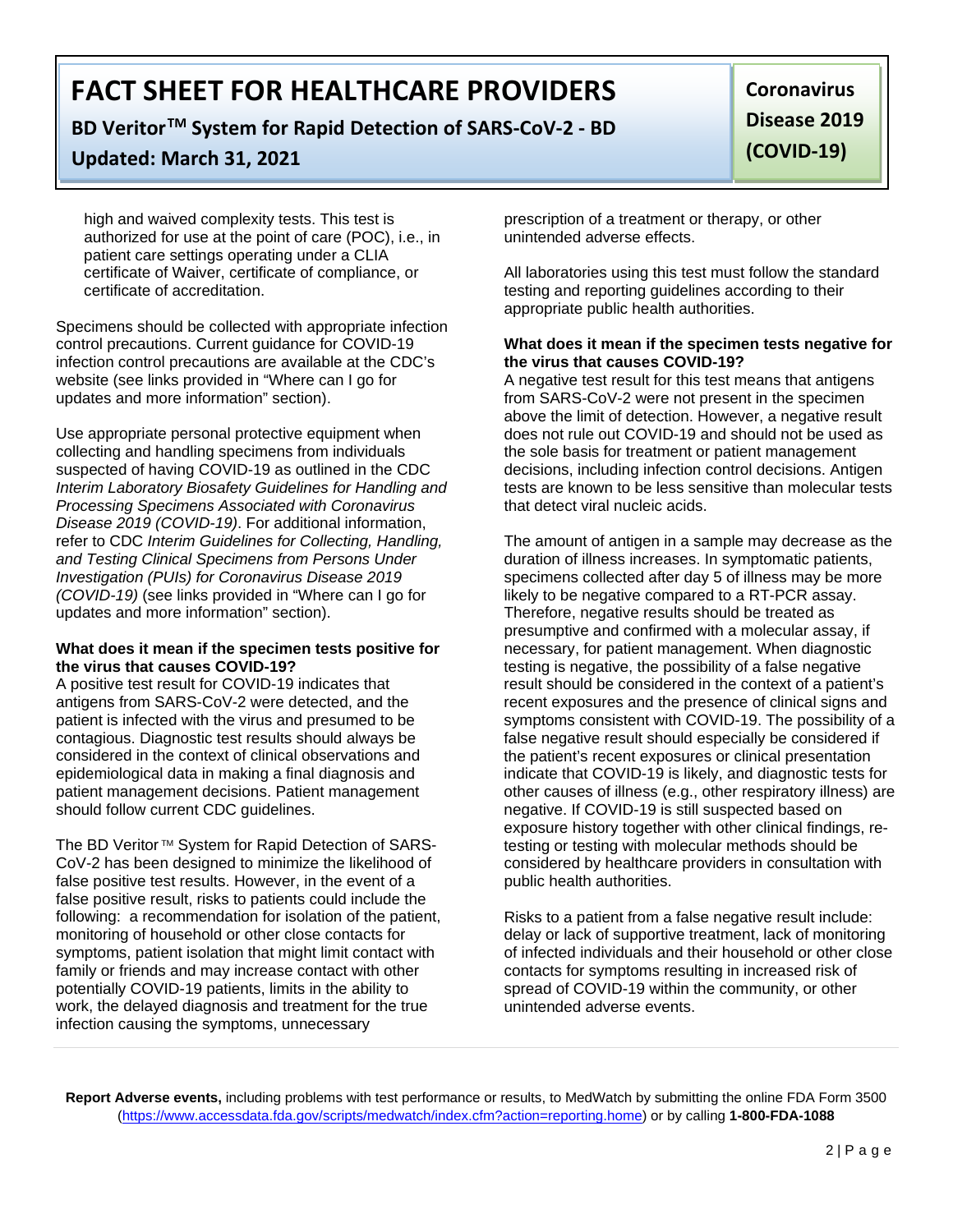high and waived complexity tests. This test is authorized for use at the point of care (POC), i.e., in patient care settings operating under a CLIA certificate of Waiver, certificate of compliance, or certificate of accreditation.

Specimens should be collected with appropriate infection control precautions. Current guidance for COVID-19 infection control precautions are available at the CDC's website (see links provided in "Where can I go for updates and more information" section).

Use appropriate personal protective equipment when collecting and handling specimens from individuals suspected of having COVID-19 as outlined in the CDC *Interim Laboratory Biosafety Guidelines for Handling and Processing Specimens Associated with Coronavirus Disease 2019 (COVID-19)*. For additional information, refer to CDC *Interim Guidelines for Collecting, Handling, and Testing Clinical Specimens from Persons Under Investigation (PUIs) for Coronavirus Disease 2019 (COVID-19)* (see links provided in "Where can I go for updates and more information" section).

**What does it mean if the specimen tests positive for the virus that causes COVID-19?**

A positive test result for COVID-19 indicates that antigens from SARS-CoV-2 were detected, and the patient is infected with the virus and presumed to be contagious. Diagnostic test results should always be considered in the context of clinical observations and epidemiological data in making a final diagnosis and patient management decisions. Patient management should follow current CDC guidelines.

The BD Veritor™ System for Rapid Detection of SARS-CoV-2 has been designed to minimize the likelihood of false positive test results. However, in the event of a false positive result, risks to patients could include the following: a recommendation for isolation of the patient, monitoring of household or other close contacts for symptoms, patient isolation that might limit contact with family or friends and may increase contact with other potentially COVID-19 patients, limits in the ability to work, the delayed diagnosis and treatment for the true infection causing the symptoms, unnecessary prescription of a treatment or therapy, or other unintended adverse effects.

All laboratories using this test must follow the standard testing and reporting guidelines according to their appropriate public health authorities.

**What does it mean if the specimen tests negative for the virus that causes COVID-19?**

A negative test result for this test means that antigens from SARS-CoV-2 were not present in the specimen above the limit of detection. However, a negative result does not rule out COVID-19 and should not be used as the sole basis for treatment or patient management decisions, including infection control decisions. Antigen tests are known to be less sensitive than molecular tests that detect viral nucleic acids.

The amount of antigen in a sample may decrease as the duration of illness increases. In symptomatic patients, specimens collected after day 5 of illness may be more likely to be negative compared to a RT-PCR assay. Therefore, negative results should be treated as presumptive and confirmed with a molecular assay, if necessary, for patient management. When diagnostic testing is negative, the possibility of a false negative result should be considered in the context of a patient's recent exposures and the presence of clinical signs and symptoms consistent with COVID-19. The possibility of a false negative result should especially be considered if the patient's recent exposures or clinical presentation indicate that COVID-19 is likely, and diagnostic tests for other causes of illness (e.g., other respiratory illness) are negative. If COVID-19 is still suspected based on exposure history together with other clinical findings, re-testing or testing with molecular methods should be considered by healthcare providers in consultation with public health authorities.

Risks to a patient from a false negative result include: delay or lack of supportive treatment, lack of monitoring of infected individuals and their household or other close contacts for symptoms resulting in increased risk of spread of COVID-19 within the community, or other unintended adverse events.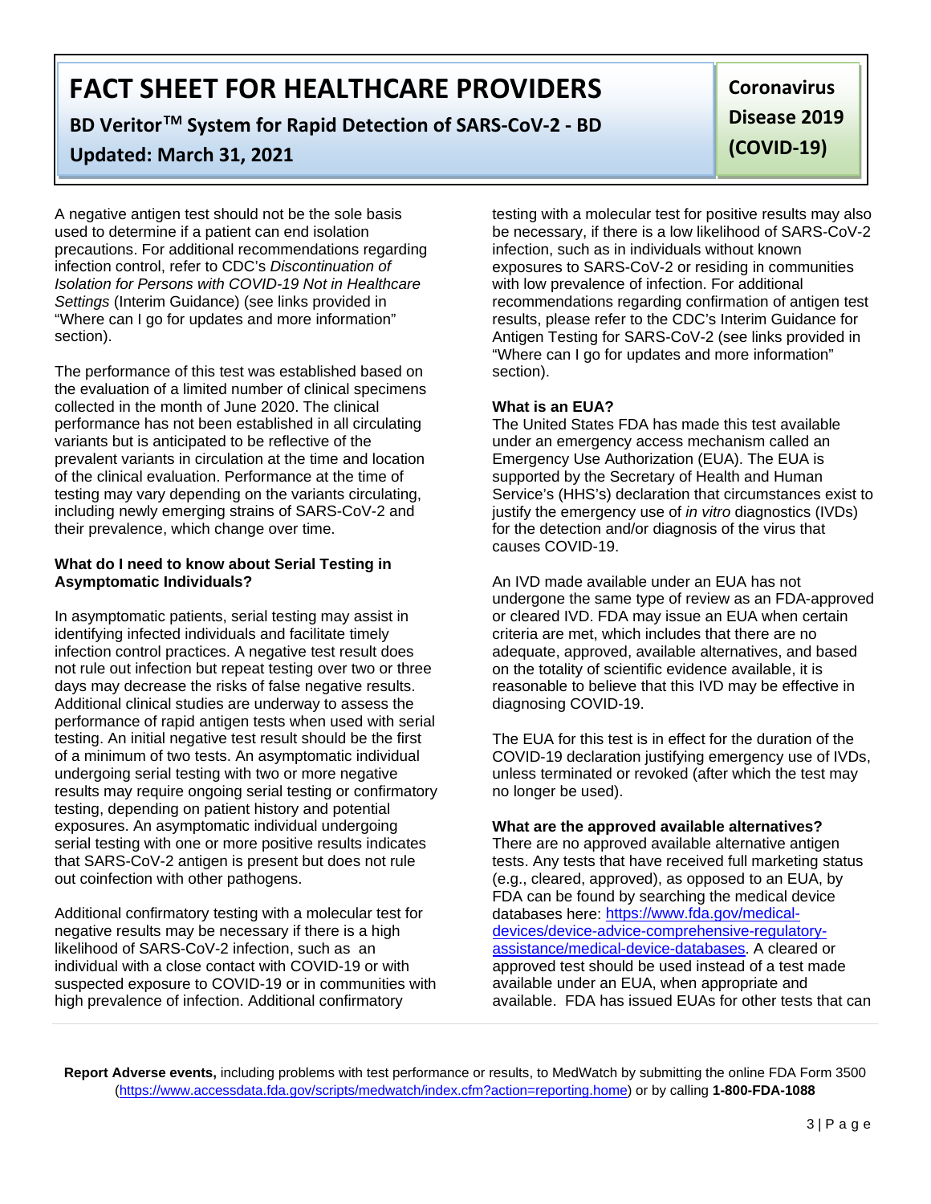A negative antigen test should not be the sole basis used to determine if a patient can end isolation precautions. For additional recommendations regarding infection control, refer to CDC's *Discontinuation of Isolation for Persons with COVID-19 Not in Healthcare Settings* (Interim Guidance) (see links provided in "Where can I go for updates and more information" section).

The performance of this test was established based on the evaluation of a limited number of clinical specimens collected in the month of June 2020. The clinical performance has not been established in all circulating variants but is anticipated to be reflective of the prevalent variants in circulation at the time and location of the clinical evaluation. Performance at the time of testing may vary depending on the variants circulating, including newly emerging strains of SARS-CoV-2 and their prevalence, which change over time.

**What do I need to know about Serial Testing in Asymptomatic Individuals?**

In asymptomatic patients, serial testing may assist in identifying infected individuals and facilitate timely infection control practices. A negative test result does not rule out infection but repeat testing over two or three days may decrease the risks of false negative results. Additional clinical studies are underway to assess the performance of rapid antigen tests when used with serial testing. An initial negative test result should be the first of a minimum of two tests. An asymptomatic individual undergoing serial testing with two or more negative results may require ongoing serial testing or confirmatory testing, depending on patient history and potential exposures. An asymptomatic individual undergoing serial testing with one or more positive results indicates that SARS-CoV-2 antigen is present but does not rule out coinfection with other pathogens.

Additional confirmatory testing with a molecular test for negative results may be necessary if there is a high likelihood of SARS-CoV-2 infection, such as an individual with a close contact with COVID-19 or with suspected exposure to COVID-19 or in communities with high prevalence of infection. Additional confirmatory testing with a molecular test for positive results may also be necessary, if there is a low likelihood of SARS-CoV-2 infection, such as in individuals without known exposures to SARS-CoV-2 or residing in communities with low prevalence of infection. For additional recommendations regarding confirmation of antigen test results, please refer to the CDC's Interim Guidance for Antigen Testing for SARS-CoV-2 (see links provided in "Where can I go for updates and more information" section).

**What is an EUA?**

The United States FDA has made this test available under an emergency access mechanism called an Emergency Use Authorization (EUA). The EUA is supported by the Secretary of Health and Human Service's (HHS's) declaration that circumstances exist to justify the emergency use of *in vitro* diagnostics (IVDs) for the detection and/or diagnosis of the virus that causes COVID-19.

An IVD made available under an EUA has not undergone the same type of review as an FDA-approved or cleared IVD. FDA may issue an EUA when certain criteria are met, which includes that there are no adequate, approved, available alternatives, and based on the totality of scientific evidence available, it is reasonable to believe that this IVD may be effective in diagnosing COVID-19.

The EUA for this test is in effect for the duration of the COVID-19 declaration justifying emergency use of IVDs, unless terminated or revoked (after which the test may no longer be used).

**What are the approved available alternatives?**

There are no approved available alternative antigen tests. Any tests that have received full marketing status (e.g., cleared, approved), as opposed to an EUA, by FDA can be found by searching the medical device databases here: https://www.fda.gov/medical-devices/device-advice-comprehensive-regulatory-assistance/medical-device-databases. A cleared or approved test should be used instead of a test made available under an EUA, when appropriate and available. FDA has issued EUAs for other tests that can

**Report Adverse events,** including problems with test performance or results, to MedWatch by submitting the online FDA Form 3500 (https://www.accessdata.fda.gov/scripts/medwatch/index.cfm?action=reporting.home) or by calling **1-800-FDA-1088**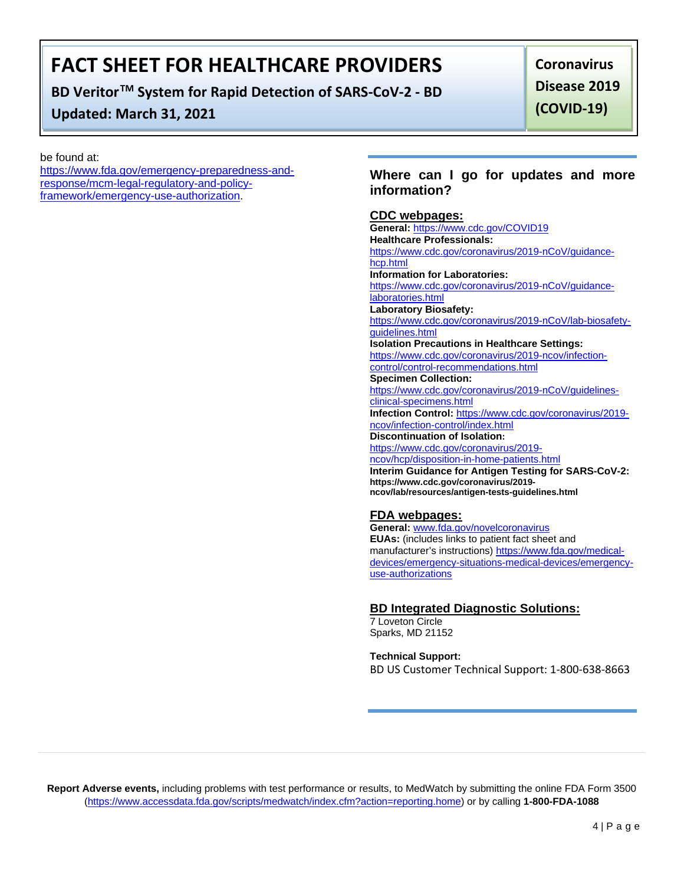be found at:
[https://www.fda.gov/emergency-preparedness-and-response/mcm-legal-regulatory-and-policy-framework/emergency-use-authorization](https://www.fda.gov/emergency-preparedness-and-response/mcm-legal-regulatory-and-policy-framework/emergency-use-authorization).

## Where can I go for updates and more information?

### CDC webpages:

**General:** https://www.cdc.gov/COVID19
**Healthcare Professionals:**
https://www.cdc.gov/coronavirus/2019-nCoV/guidance-hcp.html
**Information for Laboratories:**
https://www.cdc.gov/coronavirus/2019-nCoV/guidance-laboratories.html
**Laboratory Biosafety:**
https://www.cdc.gov/coronavirus/2019-nCoV/lab-biosafety-guidelines.html
**Isolation Precautions in Healthcare Settings:**
https://www.cdc.gov/coronavirus/2019-ncov/infection-control/control-recommendations.html
**Specimen Collection:**
https://www.cdc.gov/coronavirus/2019-nCoV/guidelines-clinical-specimens.html
**Infection Control:** https://www.cdc.gov/coronavirus/2019-ncov/infection-control/index.html
**Discontinuation of Isolation:**
https://www.cdc.gov/coronavirus/2019-ncov/hcp/disposition-in-home-patients.html
**Interim Guidance for Antigen Testing for SARS-CoV-2:**
**https://www.cdc.gov/coronavirus/2019-ncov/lab/resources/antigen-tests-guidelines.html**

### FDA webpages:

**General:** www.fda.gov/novelcoronavirus
**EUAs:** (includes links to patient fact sheet and manufacturer's instructions) https://www.fda.gov/medical-devices/emergency-situations-medical-devices/emergency-use-authorizations

### BD Integrated Diagnostic Solutions:

7 Loveton Circle
Sparks, MD 21152

**Technical Support:**
BD US Customer Technical Support: 1-800-638-8663

**Report Adverse events,** including problems with test performance or results, to MedWatch by submitting the online FDA Form 3500 (https://www.accessdata.fda.gov/scripts/medwatch/index.cfm?action=reporting.home) or by calling **1-800-FDA-1088**